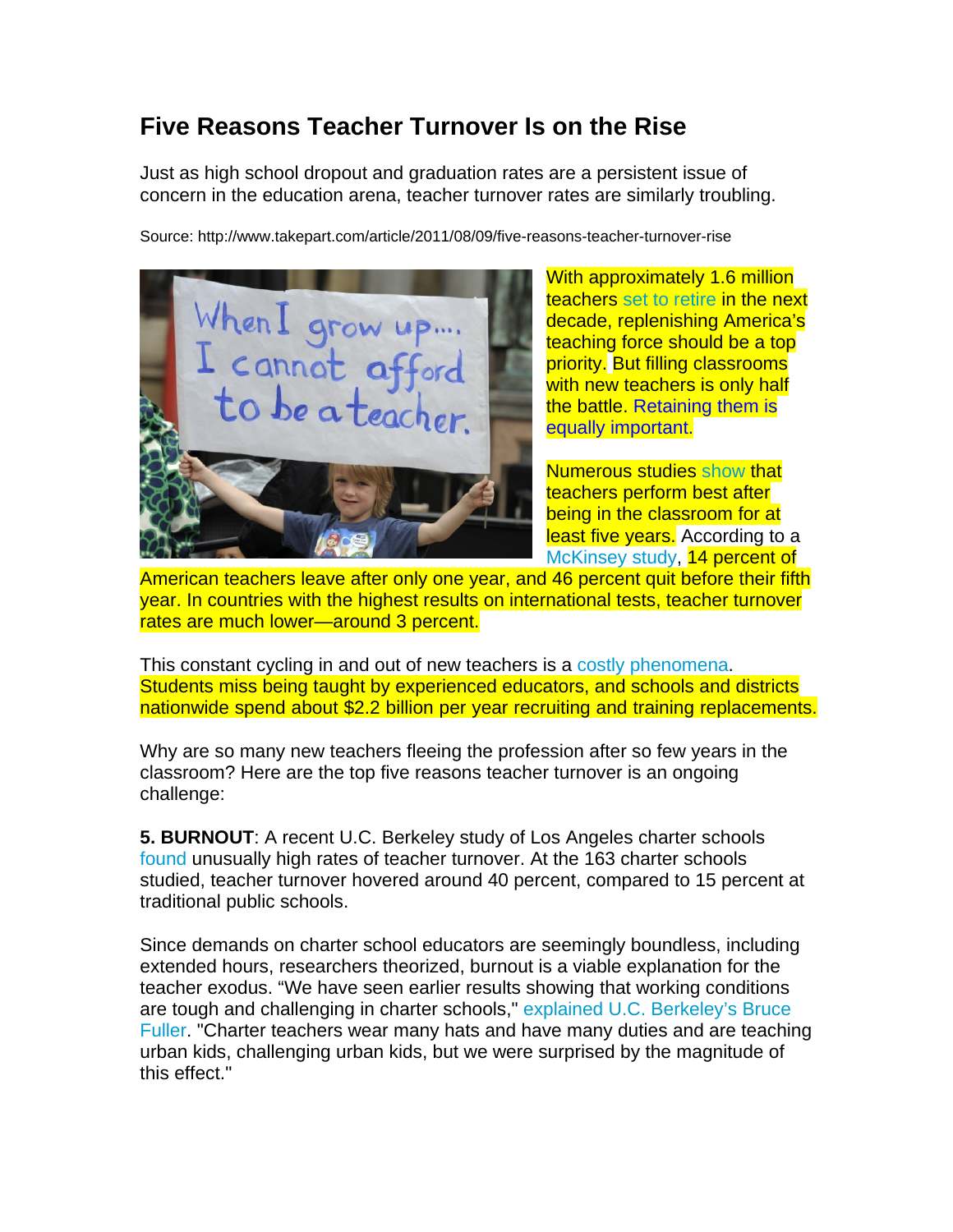# Five Reasons Teacher Turnover Is on the Rise

Just as high school dropout and graduation rates are a persistent issue of concern in the education arena, teacher turnover rates are similarly troubling.

Source: http://www.takepart.com/article/2011/08/09/five-reasons-teacher-turnover-rise

With approximately 1.6 million teachers set to retire in the next decade, replenishing America's teaching force should be a top priority. But filling classrooms with new teachers is only half the battle. Retaining them is equally important.

Numerous studies show that teachers perform best after being in the classroom for at least five years. According to a McKinsey study, 14 percent of American teachers leave after only one year, and 46 percent quit before their fifth year. In countries with the highest results on international tests, teacher turnover rates are much lower—around 3 percent.

This constant cycling in and out of new teachers is a costly phenomena. Students miss being taught by experienced educators, and schools and districts nationwide spend about $2.2 billion per year recruiting and training replacements.

Why are so many new teachers fleeing the profession after so few years in the classroom? Here are the top five reasons teacher turnover is an ongoing challenge:

**5. BURNOUT**: A recent U.C. Berkeley study of Los Angeles charter schools found unusually high rates of teacher turnover. At the 163 charter schools studied, teacher turnover hovered around 40 percent, compared to 15 percent at traditional public schools.

Since demands on charter school educators are seemingly boundless, including extended hours, researchers theorized, burnout is a viable explanation for the teacher exodus. "We have seen earlier results showing that working conditions are tough and challenging in charter schools," explained U.C. Berkeley's Bruce Fuller. "Charter teachers wear many hats and have many duties and are teaching urban kids, challenging urban kids, but we were surprised by the magnitude of this effect."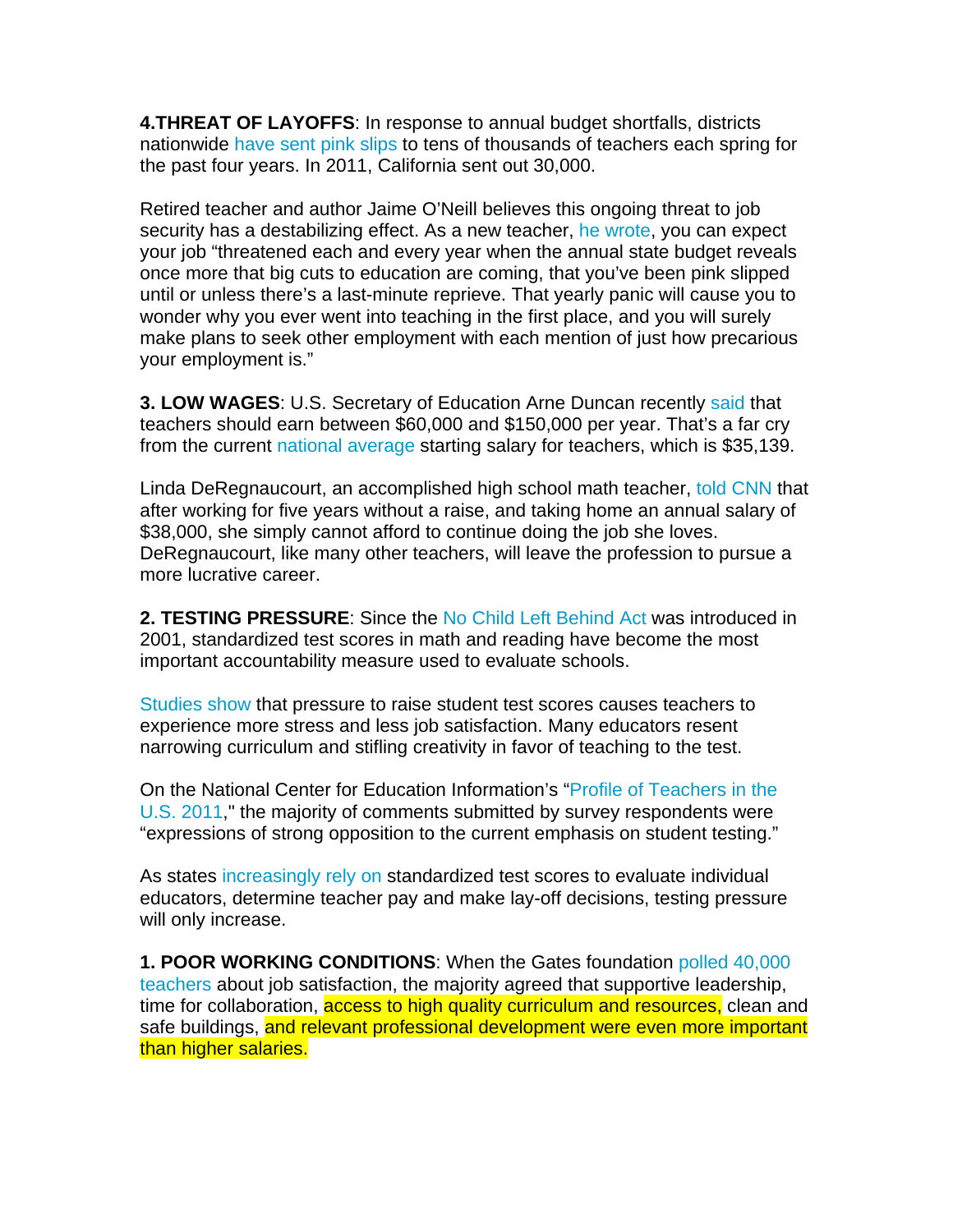**4.THREAT OF LAYOFFS**: In response to annual budget shortfalls, districts nationwide have sent pink slips to tens of thousands of teachers each spring for the past four years. In 2011, California sent out 30,000.

Retired teacher and author Jaime O'Neill believes this ongoing threat to job security has a destabilizing effect. As a new teacher, he wrote, you can expect your job "threatened each and every year when the annual state budget reveals once more that big cuts to education are coming, that you've been pink slipped until or unless there's a last-minute reprieve. That yearly panic will cause you to wonder why you ever went into teaching in the first place, and you will surely make plans to seek other employment with each mention of just how precarious your employment is."

**3. LOW WAGES**: U.S. Secretary of Education Arne Duncan recently said that teachers should earn between $60,000 and $150,000 per year. That's a far cry from the current national average starting salary for teachers, which is $35,139.

Linda DeRegnaucourt, an accomplished high school math teacher, told CNN that after working for five years without a raise, and taking home an annual salary of $38,000, she simply cannot afford to continue doing the job she loves. DeRegnaucourt, like many other teachers, will leave the profession to pursue a more lucrative career.

**2. TESTING PRESSURE**: Since the No Child Left Behind Act was introduced in 2001, standardized test scores in math and reading have become the most important accountability measure used to evaluate schools.

Studies show that pressure to raise student test scores causes teachers to experience more stress and less job satisfaction. Many educators resent narrowing curriculum and stifling creativity in favor of teaching to the test.

On the National Center for Education Information's "Profile of Teachers in the U.S. 2011," the majority of comments submitted by survey respondents were "expressions of strong opposition to the current emphasis on student testing."

As states increasingly rely on standardized test scores to evaluate individual educators, determine teacher pay and make lay-off decisions, testing pressure will only increase.

**1. POOR WORKING CONDITIONS**: When the Gates foundation polled 40,000 teachers about job satisfaction, the majority agreed that supportive leadership, time for collaboration, access to high quality curriculum and resources, clean and safe buildings, and relevant professional development were even more important than higher salaries.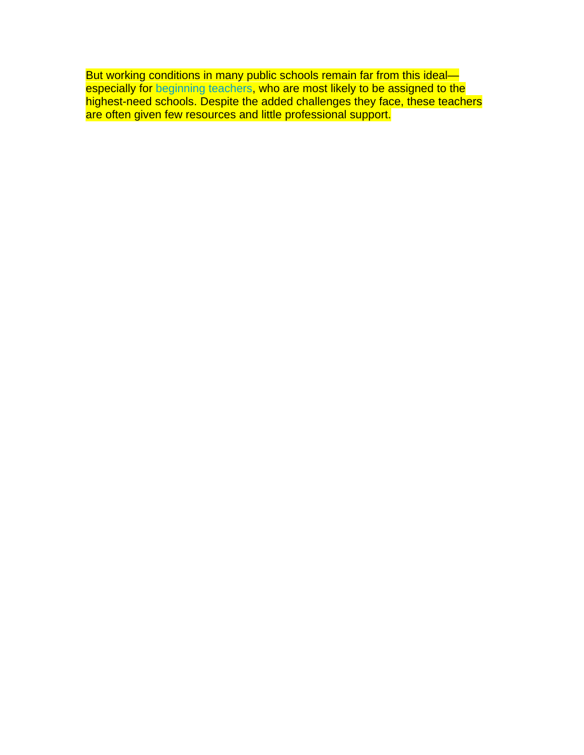But working conditions in many public schools remain far from this ideal—especially for beginning teachers, who are most likely to be assigned to the highest-need schools. Despite the added challenges they face, these teachers are often given few resources and little professional support.